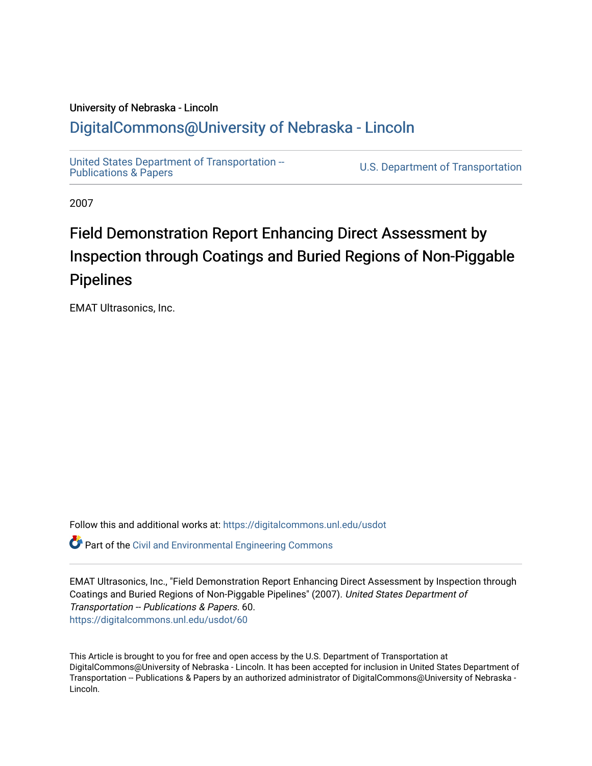University of Nebraska - Lincoln

## DigitalCommons@University of Nebraska - Lincoln

United States Department of Transportation -- Publications & Papers

U.S. Department of Transportation

2007

# Field Demonstration Report Enhancing Direct Assessment by Inspection through Coatings and Buried Regions of Non-Piggable Pipelines

EMAT Ultrasonics, Inc.

Follow this and additional works at: https://digitalcommons.unl.edu/usdot

Part of the Civil and Environmental Engineering Commons

EMAT Ultrasonics, Inc., "Field Demonstration Report Enhancing Direct Assessment by Inspection through Coatings and Buried Regions of Non-Piggable Pipelines" (2007). *United States Department of Transportation -- Publications & Papers*. 60.
https://digitalcommons.unl.edu/usdot/60

This Article is brought to you for free and open access by the U.S. Department of Transportation at DigitalCommons@University of Nebraska - Lincoln. It has been accepted for inclusion in United States Department of Transportation -- Publications & Papers by an authorized administrator of DigitalCommons@University of Nebraska - Lincoln.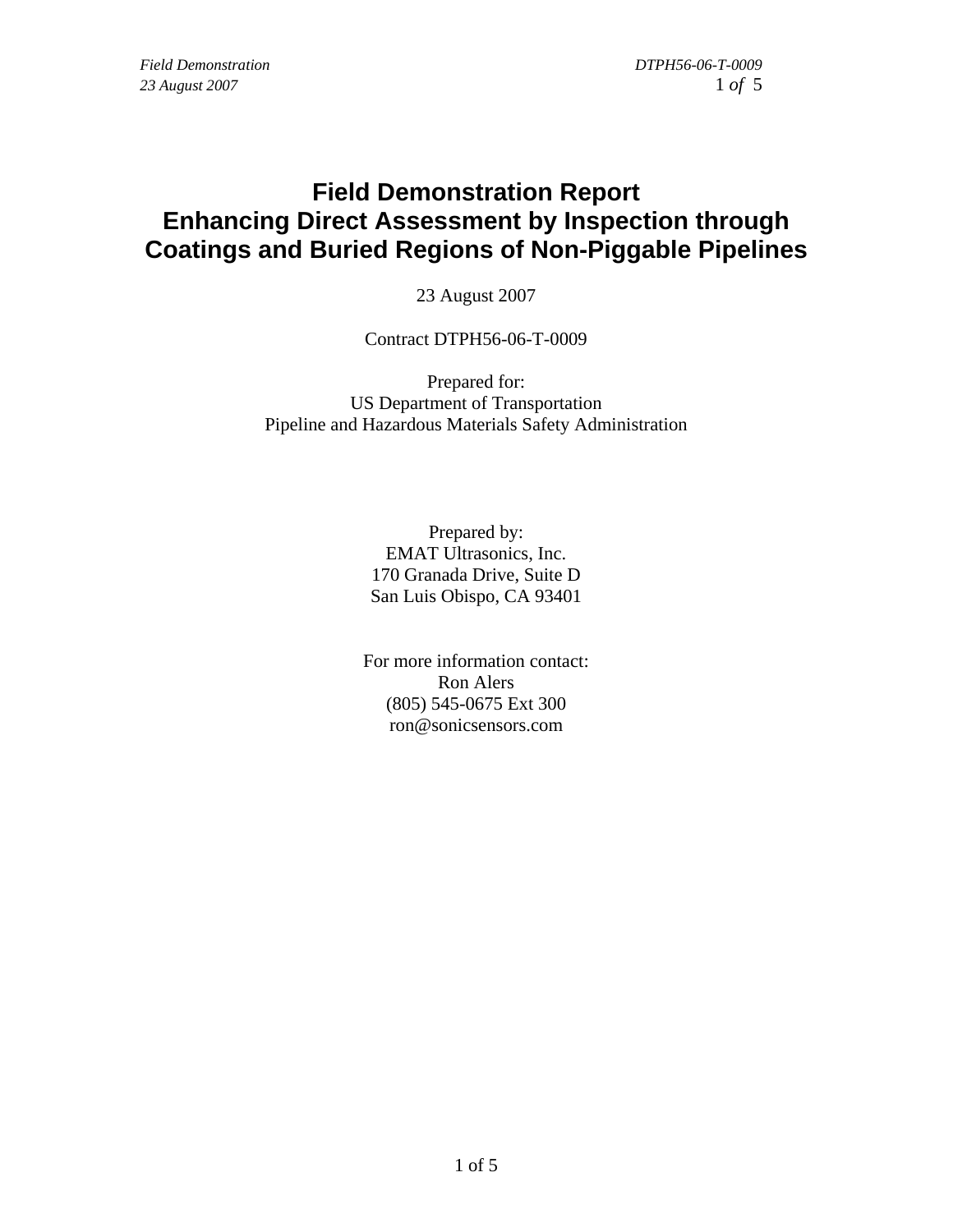# Field Demonstration Report
# Enhancing Direct Assessment by Inspection through Coatings and Buried Regions of Non-Piggable Pipelines

23 August 2007

Contract DTPH56-06-T-0009

Prepared for:
US Department of Transportation
Pipeline and Hazardous Materials Safety Administration

Prepared by:
EMAT Ultrasonics, Inc.
170 Granada Drive, Suite D
San Luis Obispo, CA 93401

For more information contact:
Ron Alers
(805) 545-0675 Ext 300
ron@sonicsensors.com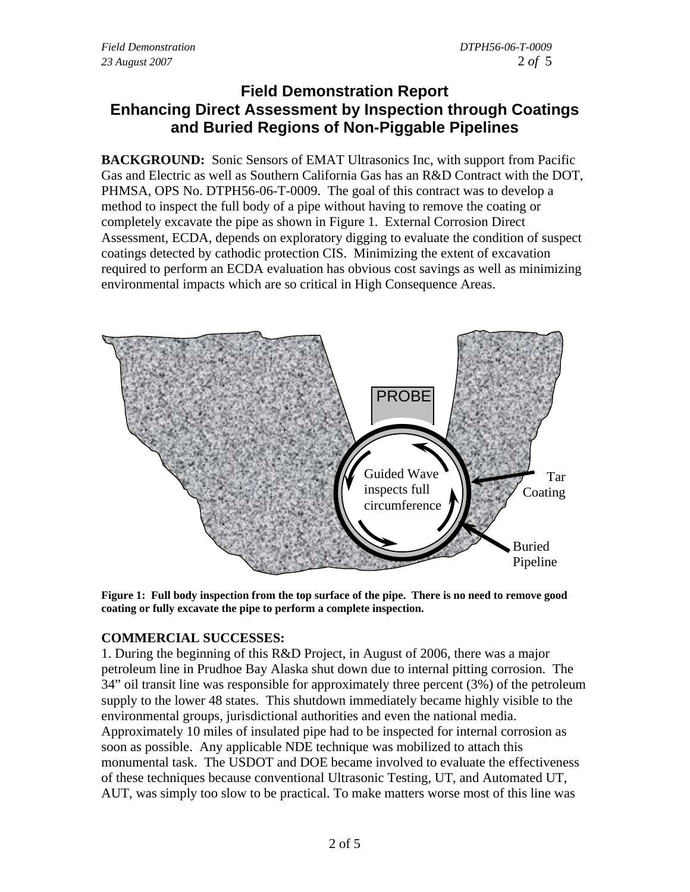# Field Demonstration Report
# Enhancing Direct Assessment by Inspection through Coatings and Buried Regions of Non-Piggable Pipelines

**BACKGROUND:** Sonic Sensors of EMAT Ultrasonics Inc, with support from Pacific Gas and Electric as well as Southern California Gas has an R&D Contract with the DOT, PHMSA, OPS No. DTPH56-06-T-0009. The goal of this contract was to develop a method to inspect the full body of a pipe without having to remove the coating or completely excavate the pipe as shown in Figure 1. External Corrosion Direct Assessment, ECDA, depends on exploratory digging to evaluate the condition of suspect coatings detected by cathodic protection CIS. Minimizing the extent of excavation required to perform an ECDA evaluation has obvious cost savings as well as minimizing environmental impacts which are so critical in High Consequence Areas.

**Figure 1: Full body inspection from the top surface of the pipe. There is no need to remove good coating or fully excavate the pipe to perform a complete inspection.**

**COMMERCIAL SUCCESSES:**

1. During the beginning of this R&D Project, in August of 2006, there was a major petroleum line in Prudhoe Bay Alaska shut down due to internal pitting corrosion. The 34" oil transit line was responsible for approximately three percent (3%) of the petroleum supply to the lower 48 states. This shutdown immediately became highly visible to the environmental groups, jurisdictional authorities and even the national media. Approximately 10 miles of insulated pipe had to be inspected for internal corrosion as soon as possible. Any applicable NDE technique was mobilized to attach this monumental task. The USDOT and DOE became involved to evaluate the effectiveness of these techniques because conventional Ultrasonic Testing, UT, and Automated UT, AUT, was simply too slow to be practical. To make matters worse most of this line was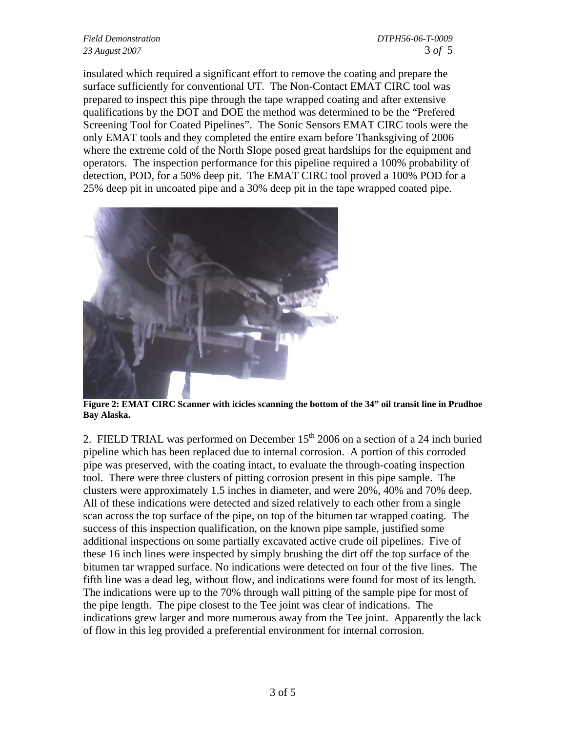insulated which required a significant effort to remove the coating and prepare the surface sufficiently for conventional UT. The Non-Contact EMAT CIRC tool was prepared to inspect this pipe through the tape wrapped coating and after extensive qualifications by the DOT and DOE the method was determined to be the "Prefered Screening Tool for Coated Pipelines". The Sonic Sensors EMAT CIRC tools were the only EMAT tools and they completed the entire exam before Thanksgiving of 2006 where the extreme cold of the North Slope posed great hardships for the equipment and operators. The inspection performance for this pipeline required a 100% probability of detection, POD, for a 50% deep pit. The EMAT CIRC tool proved a 100% POD for a 25% deep pit in uncoated pipe and a 30% deep pit in the tape wrapped coated pipe.

**Figure 2: EMAT CIRC Scanner with icicles scanning the bottom of the 34" oil transit line in Prudhoe Bay Alaska.**

2. FIELD TRIAL was performed on December 15th 2006 on a section of a 24 inch buried pipeline which has been replaced due to internal corrosion. A portion of this corroded pipe was preserved, with the coating intact, to evaluate the through-coating inspection tool. There were three clusters of pitting corrosion present in this pipe sample. The clusters were approximately 1.5 inches in diameter, and were 20%, 40% and 70% deep. All of these indications were detected and sized relatively to each other from a single scan across the top surface of the pipe, on top of the bitumen tar wrapped coating. The success of this inspection qualification, on the known pipe sample, justified some additional inspections on some partially excavated active crude oil pipelines. Five of these 16 inch lines were inspected by simply brushing the dirt off the top surface of the bitumen tar wrapped surface. No indications were detected on four of the five lines. The fifth line was a dead leg, without flow, and indications were found for most of its length. The indications were up to the 70% through wall pitting of the sample pipe for most of the pipe length. The pipe closest to the Tee joint was clear of indications. The indications grew larger and more numerous away from the Tee joint. Apparently the lack of flow in this leg provided a preferential environment for internal corrosion.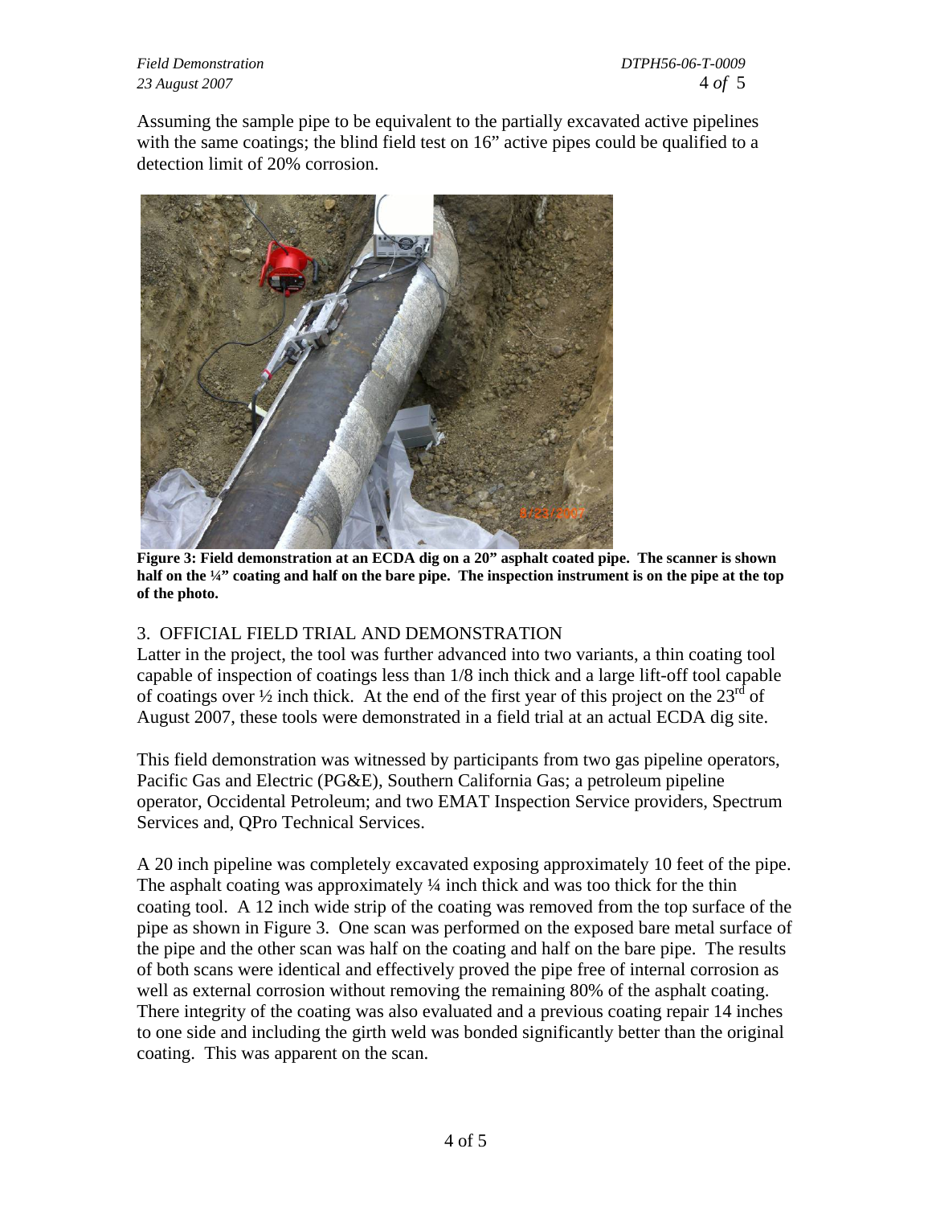Assuming the sample pipe to be equivalent to the partially excavated active pipelines with the same coatings; the blind field test on 16" active pipes could be qualified to a detection limit of 20% corrosion.

**Figure 3: Field demonstration at an ECDA dig on a 20" asphalt coated pipe. The scanner is shown half on the ¼" coating and half on the bare pipe. The inspection instrument is on the pipe at the top of the photo.**

## 3. OFFICIAL FIELD TRIAL AND DEMONSTRATION

Latter in the project, the tool was further advanced into two variants, a thin coating tool capable of inspection of coatings less than 1/8 inch thick and a large lift-off tool capable of coatings over ½ inch thick. At the end of the first year of this project on the 23rd of August 2007, these tools were demonstrated in a field trial at an actual ECDA dig site.

This field demonstration was witnessed by participants from two gas pipeline operators, Pacific Gas and Electric (PG&E), Southern California Gas; a petroleum pipeline operator, Occidental Petroleum; and two EMAT Inspection Service providers, Spectrum Services and, QPro Technical Services.

A 20 inch pipeline was completely excavated exposing approximately 10 feet of the pipe. The asphalt coating was approximately ¼ inch thick and was too thick for the thin coating tool. A 12 inch wide strip of the coating was removed from the top surface of the pipe as shown in Figure 3. One scan was performed on the exposed bare metal surface of the pipe and the other scan was half on the coating and half on the bare pipe. The results of both scans were identical and effectively proved the pipe free of internal corrosion as well as external corrosion without removing the remaining 80% of the asphalt coating. There integrity of the coating was also evaluated and a previous coating repair 14 inches to one side and including the girth weld was bonded significantly better than the original coating. This was apparent on the scan.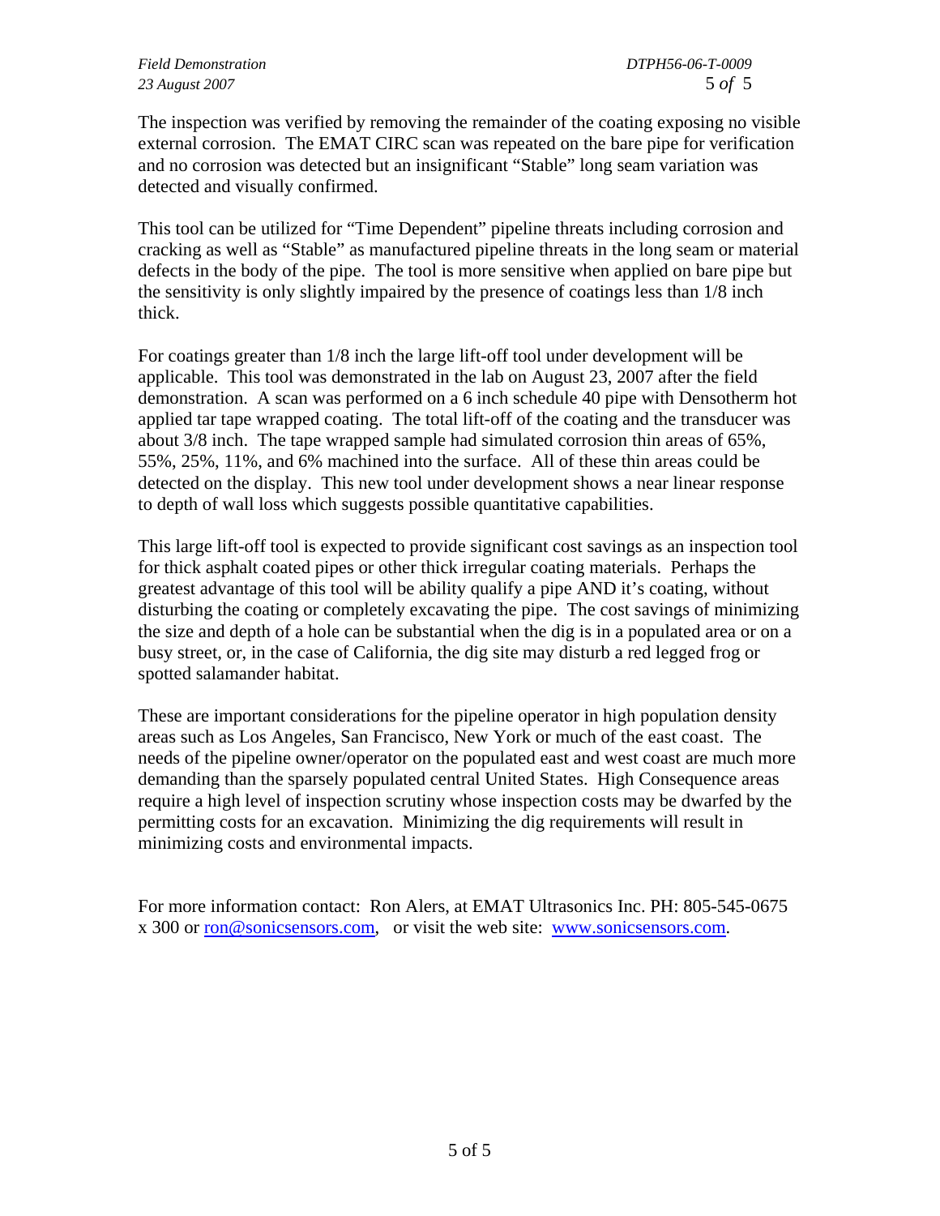The inspection was verified by removing the remainder of the coating exposing no visible external corrosion. The EMAT CIRC scan was repeated on the bare pipe for verification and no corrosion was detected but an insignificant "Stable" long seam variation was detected and visually confirmed.

This tool can be utilized for "Time Dependent" pipeline threats including corrosion and cracking as well as "Stable" as manufactured pipeline threats in the long seam or material defects in the body of the pipe. The tool is more sensitive when applied on bare pipe but the sensitivity is only slightly impaired by the presence of coatings less than 1/8 inch thick.

For coatings greater than 1/8 inch the large lift-off tool under development will be applicable. This tool was demonstrated in the lab on August 23, 2007 after the field demonstration. A scan was performed on a 6 inch schedule 40 pipe with Densotherm hot applied tar tape wrapped coating. The total lift-off of the coating and the transducer was about 3/8 inch. The tape wrapped sample had simulated corrosion thin areas of 65%, 55%, 25%, 11%, and 6% machined into the surface. All of these thin areas could be detected on the display. This new tool under development shows a near linear response to depth of wall loss which suggests possible quantitative capabilities.

This large lift-off tool is expected to provide significant cost savings as an inspection tool for thick asphalt coated pipes or other thick irregular coating materials. Perhaps the greatest advantage of this tool will be ability qualify a pipe AND it's coating, without disturbing the coating or completely excavating the pipe. The cost savings of minimizing the size and depth of a hole can be substantial when the dig is in a populated area or on a busy street, or, in the case of California, the dig site may disturb a red legged frog or spotted salamander habitat.

These are important considerations for the pipeline operator in high population density areas such as Los Angeles, San Francisco, New York or much of the east coast. The needs of the pipeline owner/operator on the populated east and west coast are much more demanding than the sparsely populated central United States. High Consequence areas require a high level of inspection scrutiny whose inspection costs may be dwarfed by the permitting costs for an excavation. Minimizing the dig requirements will result in minimizing costs and environmental impacts.

For more information contact: Ron Alers, at EMAT Ultrasonics Inc. PH: 805-545-0675 x 300 or ron@sonicsensors.com, or visit the web site: www.sonicsensors.com.